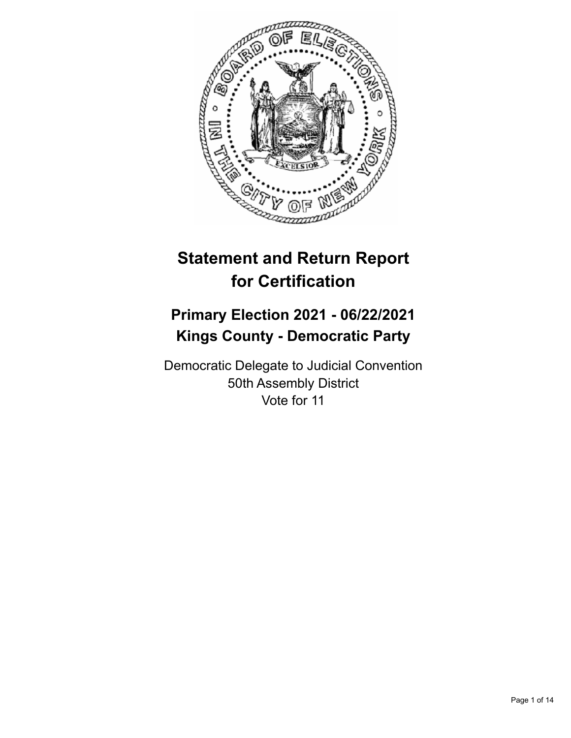# Statement and Return Report for Certification

## Primary Election 2021 - 06/22/2021
## Kings County - Democratic Party

Democratic Delegate to Judicial Convention
50th Assembly District
Vote for 11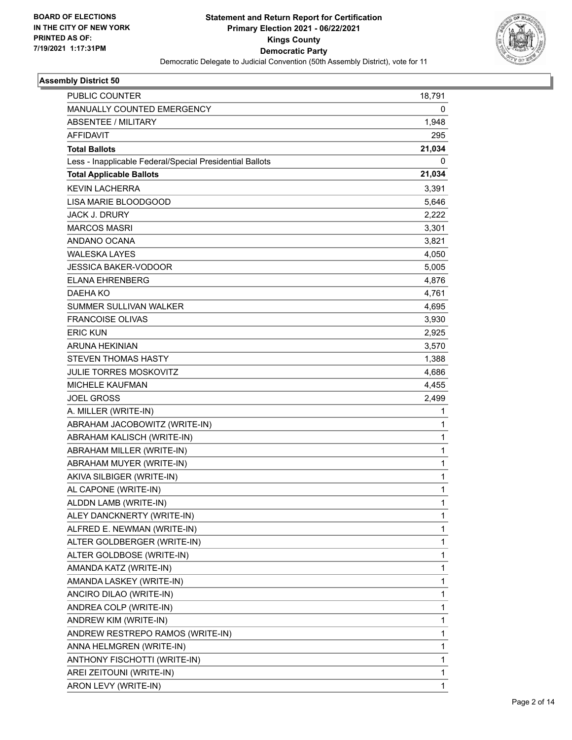**Statement and Return Report for Certification**
**Primary Election 2021 - 06/22/2021**
**Kings County**
**Democratic Party**
Democratic Delegate to Judicial Convention (50th Assembly District), vote for 11

BOARD OF ELECTIONS
IN THE CITY OF NEW YORK
PRINTED AS OF:
7/19/2021 1:17:31PM

### Assembly District 50

| | |
|---|---|
| PUBLIC COUNTER | 18,791 |
| MANUALLY COUNTED EMERGENCY | 0 |
| ABSENTEE / MILITARY | 1,948 |
| AFFIDAVIT | 295 |
| **Total Ballots** | **21,034** |
| Less - Inapplicable Federal/Special Presidential Ballots | 0 |
| **Total Applicable Ballots** | **21,034** |
| KEVIN LACHERRA | 3,391 |
| LISA MARIE BLOODGOOD | 5,646 |
| JACK J. DRURY | 2,222 |
| MARCOS MASRI | 3,301 |
| ANDANO OCANA | 3,821 |
| WALESKA LAYES | 4,050 |
| JESSICA BAKER-VODOOR | 5,005 |
| ELANA EHRENBERG | 4,876 |
| DAEHA KO | 4,761 |
| SUMMER SULLIVAN WALKER | 4,695 |
| FRANCOISE OLIVAS | 3,930 |
| ERIC KUN | 2,925 |
| ARUNA HEKINIAN | 3,570 |
| STEVEN THOMAS HASTY | 1,388 |
| JULIE TORRES MOSKOVITZ | 4,686 |
| MICHELE KAUFMAN | 4,455 |
| JOEL GROSS | 2,499 |
| A. MILLER (WRITE-IN) | 1 |
| ABRAHAM JACOBOWITZ (WRITE-IN) | 1 |
| ABRAHAM KALISCH (WRITE-IN) | 1 |
| ABRAHAM MILLER (WRITE-IN) | 1 |
| ABRAHAM MUYER (WRITE-IN) | 1 |
| AKIVA SILBIGER (WRITE-IN) | 1 |
| AL CAPONE (WRITE-IN) | 1 |
| ALDDN LAMB (WRITE-IN) | 1 |
| ALEY DANCKNERTY (WRITE-IN) | 1 |
| ALFRED E. NEWMAN (WRITE-IN) | 1 |
| ALTER GOLDBERGER (WRITE-IN) | 1 |
| ALTER GOLDBOSE (WRITE-IN) | 1 |
| AMANDA KATZ (WRITE-IN) | 1 |
| AMANDA LASKEY (WRITE-IN) | 1 |
| ANCIRO DILAO (WRITE-IN) | 1 |
| ANDREA COLP (WRITE-IN) | 1 |
| ANDREW KIM (WRITE-IN) | 1 |
| ANDREW RESTREPO RAMOS (WRITE-IN) | 1 |
| ANNA HELMGREN (WRITE-IN) | 1 |
| ANTHONY FISCHOTTI (WRITE-IN) | 1 |
| AREI ZEITOUNI (WRITE-IN) | 1 |
| ARON LEVY (WRITE-IN) | 1 |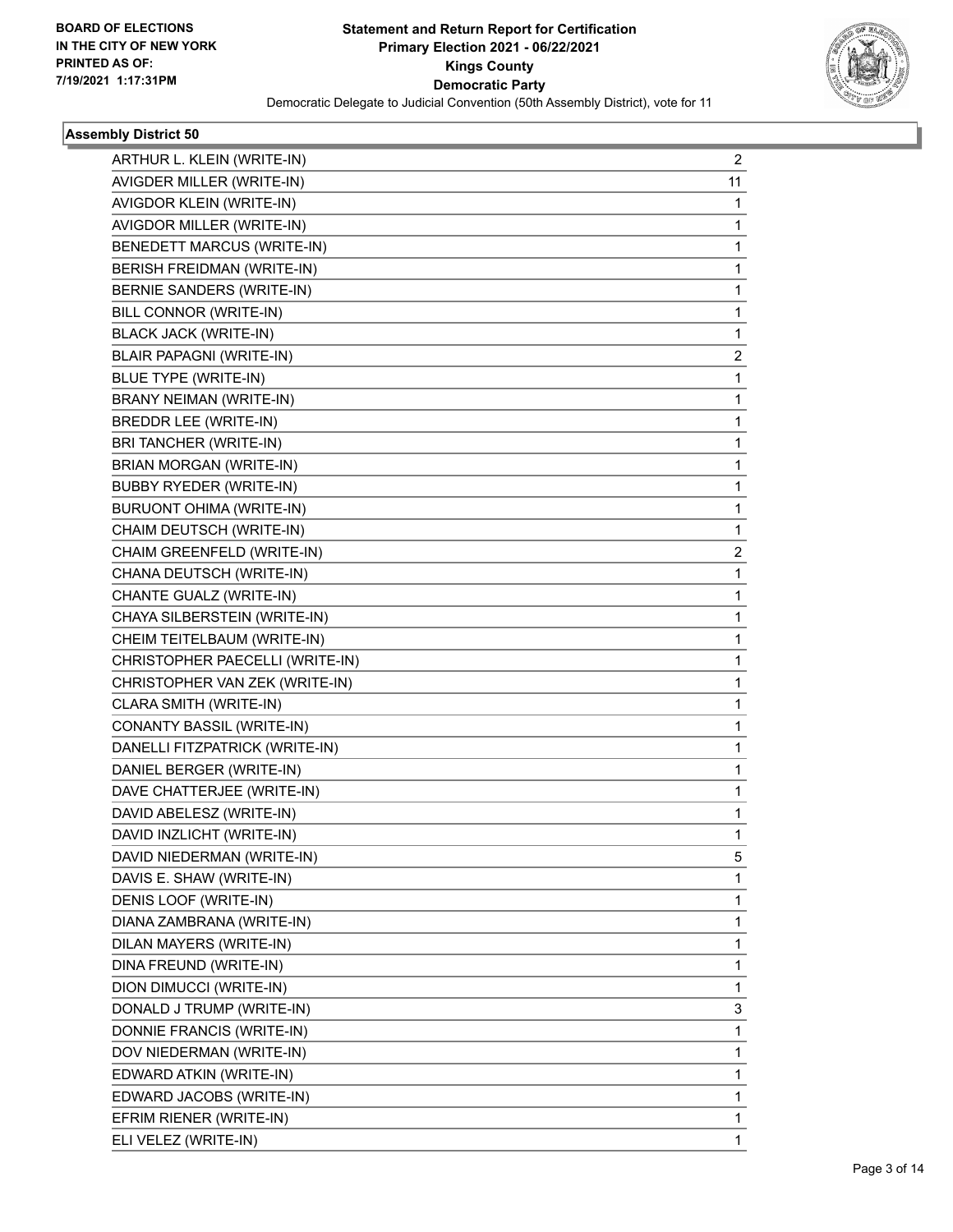BOARD OF ELECTIONS
IN THE CITY OF NEW YORK
PRINTED AS OF:
7/19/2021 1:17:31PM

**Statement and Return Report for Certification**
**Primary Election 2021 - 06/22/2021**
**Kings County**
**Democratic Party**
Democratic Delegate to Judicial Convention (50th Assembly District), vote for 11

### Assembly District 50

| Candidate | Votes |
|---|---|
| ARTHUR L. KLEIN (WRITE-IN) | 2 |
| AVIGDER MILLER (WRITE-IN) | 11 |
| AVIGDOR KLEIN (WRITE-IN) | 1 |
| AVIGDOR MILLER (WRITE-IN) | 1 |
| BENEDETT MARCUS (WRITE-IN) | 1 |
| BERISH FREIDMAN (WRITE-IN) | 1 |
| BERNIE SANDERS (WRITE-IN) | 1 |
| BILL CONNOR (WRITE-IN) | 1 |
| BLACK JACK (WRITE-IN) | 1 |
| BLAIR PAPAGNI (WRITE-IN) | 2 |
| BLUE TYPE (WRITE-IN) | 1 |
| BRANY NEIMAN (WRITE-IN) | 1 |
| BREDDR LEE (WRITE-IN) | 1 |
| BRI TANCHER (WRITE-IN) | 1 |
| BRIAN MORGAN (WRITE-IN) | 1 |
| BUBBY RYEDER (WRITE-IN) | 1 |
| BURUONT OHIMA (WRITE-IN) | 1 |
| CHAIM DEUTSCH (WRITE-IN) | 1 |
| CHAIM GREENFELD (WRITE-IN) | 2 |
| CHANA DEUTSCH (WRITE-IN) | 1 |
| CHANTE GUALZ (WRITE-IN) | 1 |
| CHAYA SILBERSTEIN (WRITE-IN) | 1 |
| CHEIM TEITELBAUM (WRITE-IN) | 1 |
| CHRISTOPHER PAECELLI (WRITE-IN) | 1 |
| CHRISTOPHER VAN ZEK (WRITE-IN) | 1 |
| CLARA SMITH (WRITE-IN) | 1 |
| CONANTY BASSIL (WRITE-IN) | 1 |
| DANELLI FITZPATRICK (WRITE-IN) | 1 |
| DANIEL BERGER (WRITE-IN) | 1 |
| DAVE CHATTERJEE (WRITE-IN) | 1 |
| DAVID ABELESZ (WRITE-IN) | 1 |
| DAVID INZLICHT (WRITE-IN) | 1 |
| DAVID NIEDERMAN (WRITE-IN) | 5 |
| DAVIS E. SHAW (WRITE-IN) | 1 |
| DENIS LOOF (WRITE-IN) | 1 |
| DIANA ZAMBRANA (WRITE-IN) | 1 |
| DILAN MAYERS (WRITE-IN) | 1 |
| DINA FREUND (WRITE-IN) | 1 |
| DION DIMUCCI (WRITE-IN) | 1 |
| DONALD J TRUMP (WRITE-IN) | 3 |
| DONNIE FRANCIS (WRITE-IN) | 1 |
| DOV NIEDERMAN (WRITE-IN) | 1 |
| EDWARD ATKIN (WRITE-IN) | 1 |
| EDWARD JACOBS (WRITE-IN) | 1 |
| EFRIM RIENER (WRITE-IN) | 1 |
| ELI VELEZ (WRITE-IN) | 1 |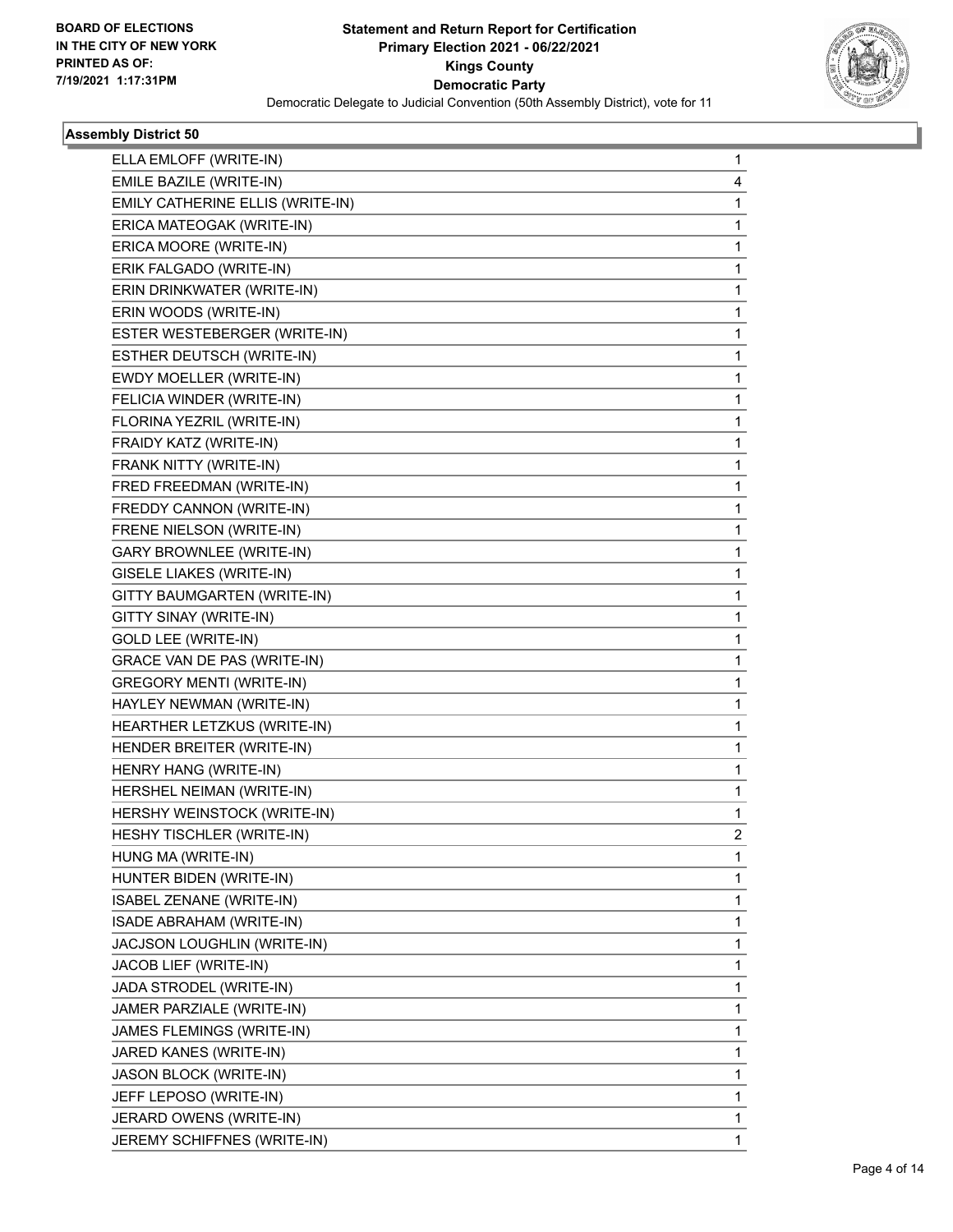BOARD OF ELECTIONS
IN THE CITY OF NEW YORK
PRINTED AS OF:
7/19/2021 1:17:31PM

**Statement and Return Report for Certification**
**Primary Election 2021 - 06/22/2021**
**Kings County**
**Democratic Party**
Democratic Delegate to Judicial Convention (50th Assembly District), vote for 11

### Assembly District 50

| Candidate | Votes |
|---|---|
| ELLA EMLOFF (WRITE-IN) | 1 |
| EMILE BAZILE (WRITE-IN) | 4 |
| EMILY CATHERINE ELLIS (WRITE-IN) | 1 |
| ERICA MATEOGAK (WRITE-IN) | 1 |
| ERICA MOORE (WRITE-IN) | 1 |
| ERIK FALGADO (WRITE-IN) | 1 |
| ERIN DRINKWATER (WRITE-IN) | 1 |
| ERIN WOODS (WRITE-IN) | 1 |
| ESTER WESTEBERGER (WRITE-IN) | 1 |
| ESTHER DEUTSCH (WRITE-IN) | 1 |
| EWDY MOELLER (WRITE-IN) | 1 |
| FELICIA WINDER (WRITE-IN) | 1 |
| FLORINA YEZRIL (WRITE-IN) | 1 |
| FRAIDY KATZ (WRITE-IN) | 1 |
| FRANK NITTY (WRITE-IN) | 1 |
| FRED FREEDMAN (WRITE-IN) | 1 |
| FREDDY CANNON (WRITE-IN) | 1 |
| FRENE NIELSON (WRITE-IN) | 1 |
| GARY BROWNLEE (WRITE-IN) | 1 |
| GISELE LIAKES (WRITE-IN) | 1 |
| GITTY BAUMGARTEN (WRITE-IN) | 1 |
| GITTY SINAY (WRITE-IN) | 1 |
| GOLD LEE (WRITE-IN) | 1 |
| GRACE VAN DE PAS (WRITE-IN) | 1 |
| GREGORY MENTI (WRITE-IN) | 1 |
| HAYLEY NEWMAN (WRITE-IN) | 1 |
| HEARTHER LETZKUS (WRITE-IN) | 1 |
| HENDER BREITER (WRITE-IN) | 1 |
| HENRY HANG (WRITE-IN) | 1 |
| HERSHEL NEIMAN (WRITE-IN) | 1 |
| HERSHY WEINSTOCK (WRITE-IN) | 1 |
| HESHY TISCHLER (WRITE-IN) | 2 |
| HUNG MA (WRITE-IN) | 1 |
| HUNTER BIDEN (WRITE-IN) | 1 |
| ISABEL ZENANE (WRITE-IN) | 1 |
| ISADE ABRAHAM (WRITE-IN) | 1 |
| JACJSON LOUGHLIN (WRITE-IN) | 1 |
| JACOB LIEF (WRITE-IN) | 1 |
| JADA STRODEL (WRITE-IN) | 1 |
| JAMER PARZIALE (WRITE-IN) | 1 |
| JAMES FLEMINGS (WRITE-IN) | 1 |
| JARED KANES (WRITE-IN) | 1 |
| JASON BLOCK (WRITE-IN) | 1 |
| JEFF LEPOSO (WRITE-IN) | 1 |
| JERARD OWENS (WRITE-IN) | 1 |
| JEREMY SCHIFFNES (WRITE-IN) | 1 |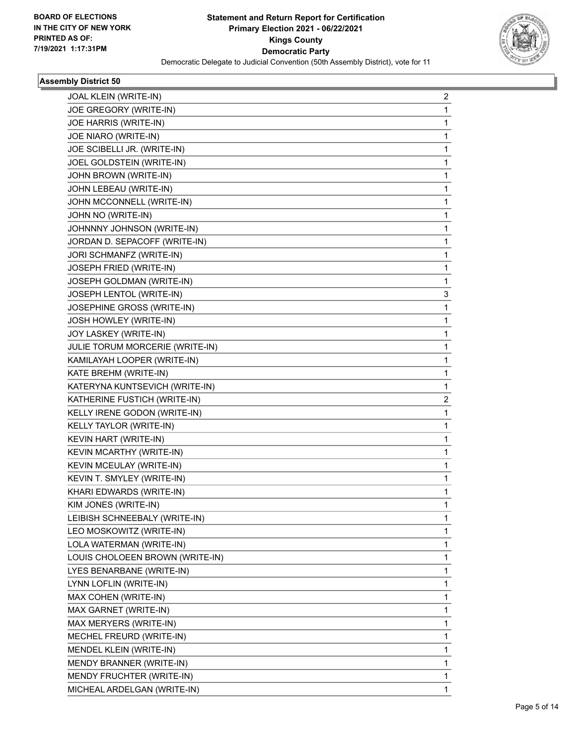## Assembly District 50

| | |
|---|---|
| JOAL KLEIN (WRITE-IN) | 2 |
| JOE GREGORY (WRITE-IN) | 1 |
| JOE HARRIS (WRITE-IN) | 1 |
| JOE NIARO (WRITE-IN) | 1 |
| JOE SCIBELLI JR. (WRITE-IN) | 1 |
| JOEL GOLDSTEIN (WRITE-IN) | 1 |
| JOHN BROWN (WRITE-IN) | 1 |
| JOHN LEBEAU (WRITE-IN) | 1 |
| JOHN MCCONNELL (WRITE-IN) | 1 |
| JOHN NO (WRITE-IN) | 1 |
| JOHNNNY JOHNSON (WRITE-IN) | 1 |
| JORDAN D. SEPACOFF (WRITE-IN) | 1 |
| JORI SCHMANFZ (WRITE-IN) | 1 |
| JOSEPH FRIED (WRITE-IN) | 1 |
| JOSEPH GOLDMAN (WRITE-IN) | 1 |
| JOSEPH LENTOL (WRITE-IN) | 3 |
| JOSEPHINE GROSS (WRITE-IN) | 1 |
| JOSH HOWLEY (WRITE-IN) | 1 |
| JOY LASKEY (WRITE-IN) | 1 |
| JULIE TORUM MORCERIE (WRITE-IN) | 1 |
| KAMILAYAH LOOPER (WRITE-IN) | 1 |
| KATE BREHM (WRITE-IN) | 1 |
| KATERYNA KUNTSEVICH (WRITE-IN) | 1 |
| KATHERINE FUSTICH (WRITE-IN) | 2 |
| KELLY IRENE GODON (WRITE-IN) | 1 |
| KELLY TAYLOR (WRITE-IN) | 1 |
| KEVIN HART (WRITE-IN) | 1 |
| KEVIN MCARTHY (WRITE-IN) | 1 |
| KEVIN MCEULAY (WRITE-IN) | 1 |
| KEVIN T. SMYLEY (WRITE-IN) | 1 |
| KHARI EDWARDS (WRITE-IN) | 1 |
| KIM JONES (WRITE-IN) | 1 |
| LEIBISH SCHNEEBALY (WRITE-IN) | 1 |
| LEO MOSKOWITZ (WRITE-IN) | 1 |
| LOLA WATERMAN (WRITE-IN) | 1 |
| LOUIS CHOLOEEN BROWN (WRITE-IN) | 1 |
| LYES BENARBANE (WRITE-IN) | 1 |
| LYNN LOFLIN (WRITE-IN) | 1 |
| MAX COHEN (WRITE-IN) | 1 |
| MAX GARNET (WRITE-IN) | 1 |
| MAX MERYERS (WRITE-IN) | 1 |
| MECHEL FREURD (WRITE-IN) | 1 |
| MENDEL KLEIN (WRITE-IN) | 1 |
| MENDY BRANNER (WRITE-IN) | 1 |
| MENDY FRUCHTER (WRITE-IN) | 1 |
| MICHEAL ARDELGAN (WRITE-IN) | 1 |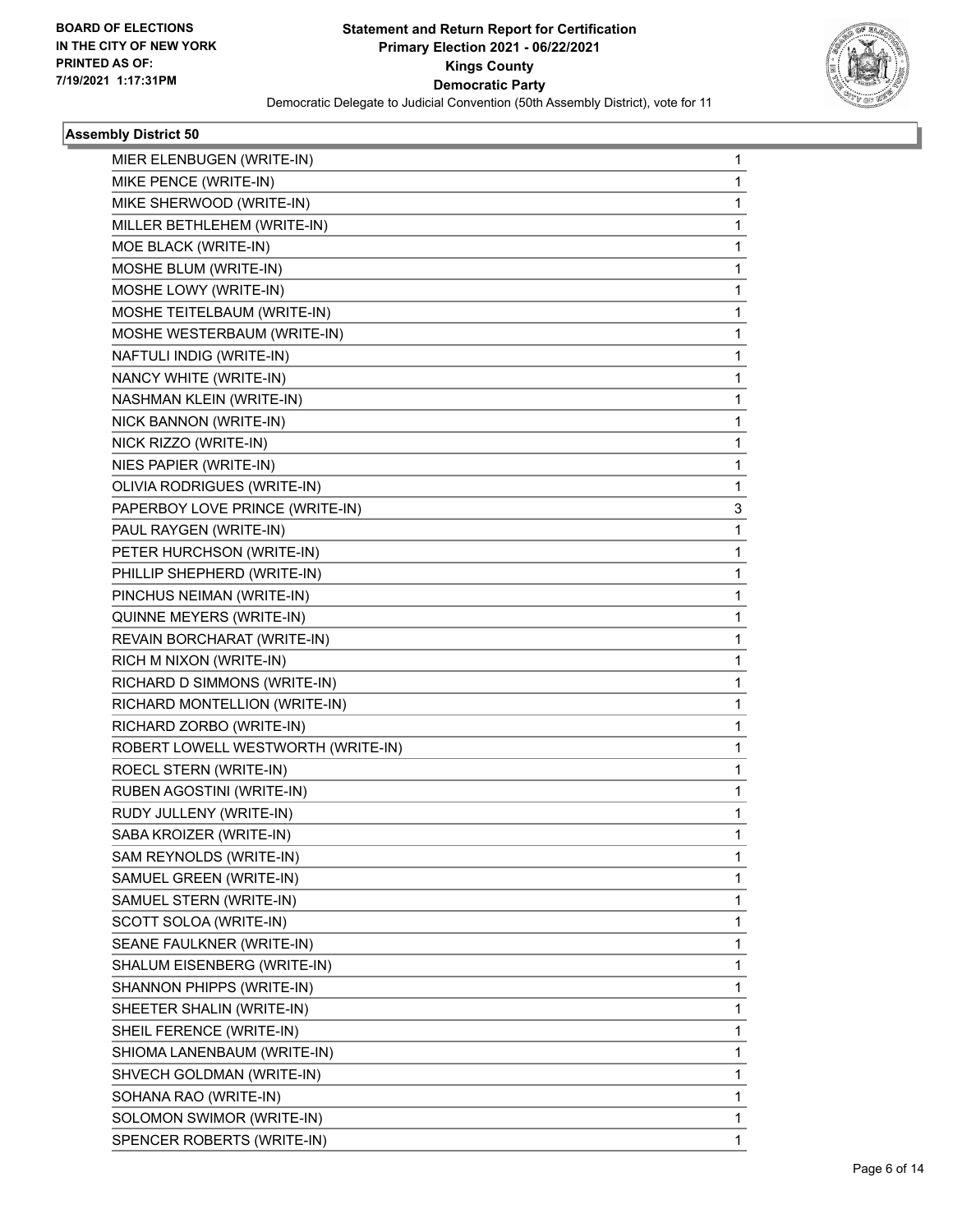BOARD OF ELECTIONS
IN THE CITY OF NEW YORK
PRINTED AS OF:
7/19/2021 1:17:31PM

# Statement and Return Report for Certification
## Primary Election 2021 - 06/22/2021
## Kings County
## Democratic Party
Democratic Delegate to Judicial Convention (50th Assembly District), vote for 11

### Assembly District 50

| | |
|---|---|
| MIER ELENBUGEN (WRITE-IN) | 1 |
| MIKE PENCE (WRITE-IN) | 1 |
| MIKE SHERWOOD (WRITE-IN) | 1 |
| MILLER BETHLEHEM (WRITE-IN) | 1 |
| MOE BLACK (WRITE-IN) | 1 |
| MOSHE BLUM (WRITE-IN) | 1 |
| MOSHE LOWY (WRITE-IN) | 1 |
| MOSHE TEITELBAUM (WRITE-IN) | 1 |
| MOSHE WESTERBAUM (WRITE-IN) | 1 |
| NAFTULI INDIG (WRITE-IN) | 1 |
| NANCY WHITE (WRITE-IN) | 1 |
| NASHMAN KLEIN (WRITE-IN) | 1 |
| NICK BANNON (WRITE-IN) | 1 |
| NICK RIZZO (WRITE-IN) | 1 |
| NIES PAPIER (WRITE-IN) | 1 |
| OLIVIA RODRIGUES (WRITE-IN) | 1 |
| PAPERBOY LOVE PRINCE (WRITE-IN) | 3 |
| PAUL RAYGEN (WRITE-IN) | 1 |
| PETER HURCHSON (WRITE-IN) | 1 |
| PHILLIP SHEPHERD (WRITE-IN) | 1 |
| PINCHUS NEIMAN (WRITE-IN) | 1 |
| QUINNE MEYERS (WRITE-IN) | 1 |
| REVAIN BORCHARAT (WRITE-IN) | 1 |
| RICH M NIXON (WRITE-IN) | 1 |
| RICHARD D SIMMONS (WRITE-IN) | 1 |
| RICHARD MONTELLION (WRITE-IN) | 1 |
| RICHARD ZORBO (WRITE-IN) | 1 |
| ROBERT LOWELL WESTWORTH (WRITE-IN) | 1 |
| ROECL STERN (WRITE-IN) | 1 |
| RUBEN AGOSTINI (WRITE-IN) | 1 |
| RUDY JULLENY (WRITE-IN) | 1 |
| SABA KROIZER (WRITE-IN) | 1 |
| SAM REYNOLDS (WRITE-IN) | 1 |
| SAMUEL GREEN (WRITE-IN) | 1 |
| SAMUEL STERN (WRITE-IN) | 1 |
| SCOTT SOLOA (WRITE-IN) | 1 |
| SEANE FAULKNER (WRITE-IN) | 1 |
| SHALUM EISENBERG (WRITE-IN) | 1 |
| SHANNON PHIPPS (WRITE-IN) | 1 |
| SHEETER SHALIN (WRITE-IN) | 1 |
| SHEIL FERENCE (WRITE-IN) | 1 |
| SHIOMA LANENBAUM (WRITE-IN) | 1 |
| SHVECH GOLDMAN (WRITE-IN) | 1 |
| SOHANA RAO (WRITE-IN) | 1 |
| SOLOMON SWIMOR (WRITE-IN) | 1 |
| SPENCER ROBERTS (WRITE-IN) | 1 |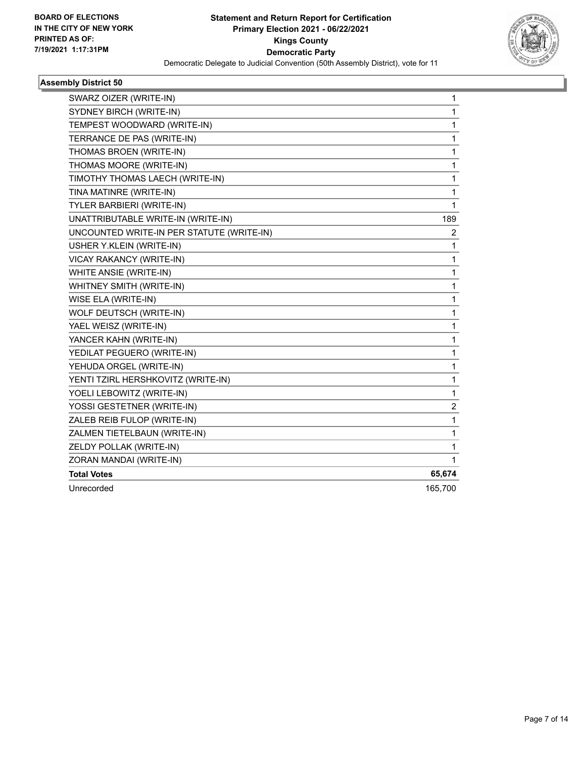**BOARD OF ELECTIONS IN THE CITY OF NEW YORK PRINTED AS OF: 7/19/2021 1:17:31PM**

**Statement and Return Report for Certification Primary Election 2021 - 06/22/2021 Kings County Democratic Party**

Democratic Delegate to Judicial Convention (50th Assembly District), vote for 11

### Assembly District 50

| Candidate | Votes |
|---|---|
| SWARZ OIZER (WRITE-IN) | 1 |
| SYDNEY BIRCH (WRITE-IN) | 1 |
| TEMPEST WOODWARD (WRITE-IN) | 1 |
| TERRANCE DE PAS (WRITE-IN) | 1 |
| THOMAS BROEN (WRITE-IN) | 1 |
| THOMAS MOORE (WRITE-IN) | 1 |
| TIMOTHY THOMAS LAECH (WRITE-IN) | 1 |
| TINA MATINRE (WRITE-IN) | 1 |
| TYLER BARBIERI (WRITE-IN) | 1 |
| UNATTRIBUTABLE WRITE-IN (WRITE-IN) | 189 |
| UNCOUNTED WRITE-IN PER STATUTE (WRITE-IN) | 2 |
| USHER Y.KLEIN (WRITE-IN) | 1 |
| VICAY RAKANCY (WRITE-IN) | 1 |
| WHITE ANSIE (WRITE-IN) | 1 |
| WHITNEY SMITH (WRITE-IN) | 1 |
| WISE ELA (WRITE-IN) | 1 |
| WOLF DEUTSCH (WRITE-IN) | 1 |
| YAEL WEISZ (WRITE-IN) | 1 |
| YANCER KAHN (WRITE-IN) | 1 |
| YEDILAT PEGUERO (WRITE-IN) | 1 |
| YEHUDA ORGEL (WRITE-IN) | 1 |
| YENTI TZIRL HERSHKOVITZ (WRITE-IN) | 1 |
| YOELI LEBOWITZ (WRITE-IN) | 1 |
| YOSSI GESTETNER (WRITE-IN) | 2 |
| ZALEB REIB FULOP (WRITE-IN) | 1 |
| ZALMEN TIETELBAUN (WRITE-IN) | 1 |
| ZELDY POLLAK (WRITE-IN) | 1 |
| ZORAN MANDAI (WRITE-IN) | 1 |
| **Total Votes** | **65,674** |
| Unrecorded | 165,700 |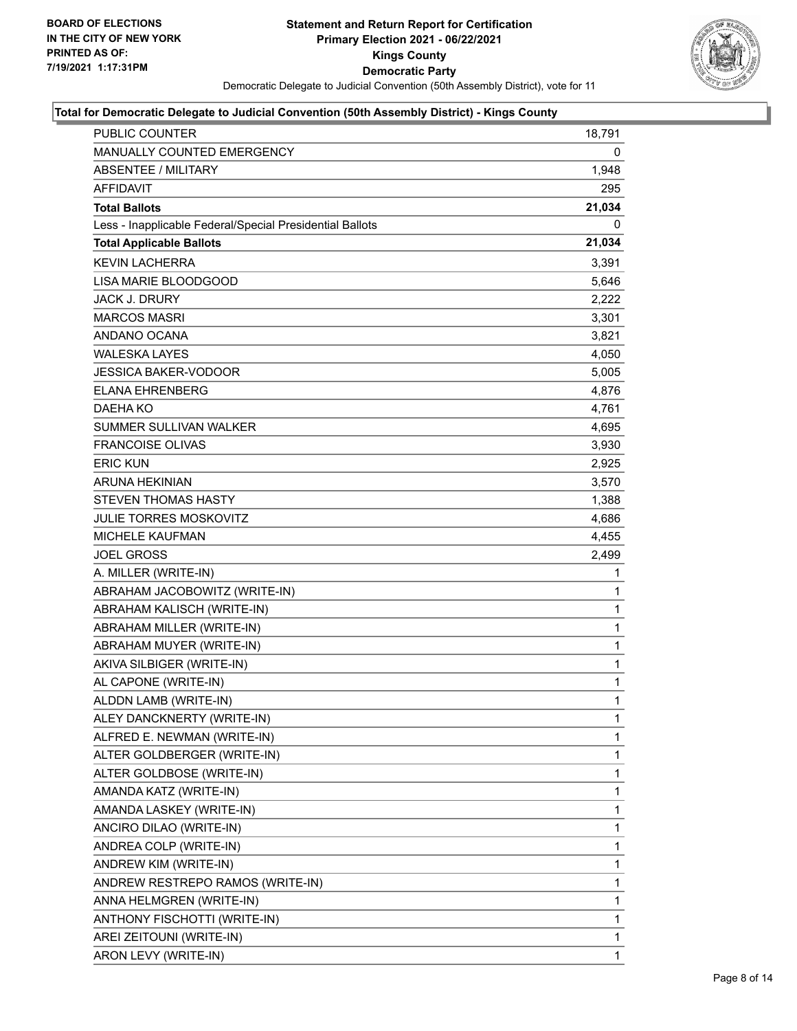**Total for Democratic Delegate to Judicial Convention (50th Assembly District) - Kings County**

| | |
|---|---|
| PUBLIC COUNTER | 18,791 |
| MANUALLY COUNTED EMERGENCY | 0 |
| ABSENTEE / MILITARY | 1,948 |
| AFFIDAVIT | 295 |
| **Total Ballots** | **21,034** |
| Less - Inapplicable Federal/Special Presidential Ballots | 0 |
| **Total Applicable Ballots** | **21,034** |
| KEVIN LACHERRA | 3,391 |
| LISA MARIE BLOODGOOD | 5,646 |
| JACK J. DRURY | 2,222 |
| MARCOS MASRI | 3,301 |
| ANDANO OCANA | 3,821 |
| WALESKA LAYES | 4,050 |
| JESSICA BAKER-VODOOR | 5,005 |
| ELANA EHRENBERG | 4,876 |
| DAEHA KO | 4,761 |
| SUMMER SULLIVAN WALKER | 4,695 |
| FRANCOISE OLIVAS | 3,930 |
| ERIC KUN | 2,925 |
| ARUNA HEKINIAN | 3,570 |
| STEVEN THOMAS HASTY | 1,388 |
| JULIE TORRES MOSKOVITZ | 4,686 |
| MICHELE KAUFMAN | 4,455 |
| JOEL GROSS | 2,499 |
| A. MILLER (WRITE-IN) | 1 |
| ABRAHAM JACOBOWITZ (WRITE-IN) | 1 |
| ABRAHAM KALISCH (WRITE-IN) | 1 |
| ABRAHAM MILLER (WRITE-IN) | 1 |
| ABRAHAM MUYER (WRITE-IN) | 1 |
| AKIVA SILBIGER (WRITE-IN) | 1 |
| AL CAPONE (WRITE-IN) | 1 |
| ALDDN LAMB (WRITE-IN) | 1 |
| ALEY DANCKNERTY (WRITE-IN) | 1 |
| ALFRED E. NEWMAN (WRITE-IN) | 1 |
| ALTER GOLDBERGER (WRITE-IN) | 1 |
| ALTER GOLDBOSE (WRITE-IN) | 1 |
| AMANDA KATZ (WRITE-IN) | 1 |
| AMANDA LASKEY (WRITE-IN) | 1 |
| ANCIRO DILAO (WRITE-IN) | 1 |
| ANDREA COLP (WRITE-IN) | 1 |
| ANDREW KIM (WRITE-IN) | 1 |
| ANDREW RESTREPO RAMOS (WRITE-IN) | 1 |
| ANNA HELMGREN (WRITE-IN) | 1 |
| ANTHONY FISCHOTTI (WRITE-IN) | 1 |
| AREI ZEITOUNI (WRITE-IN) | 1 |
| ARON LEVY (WRITE-IN) | 1 |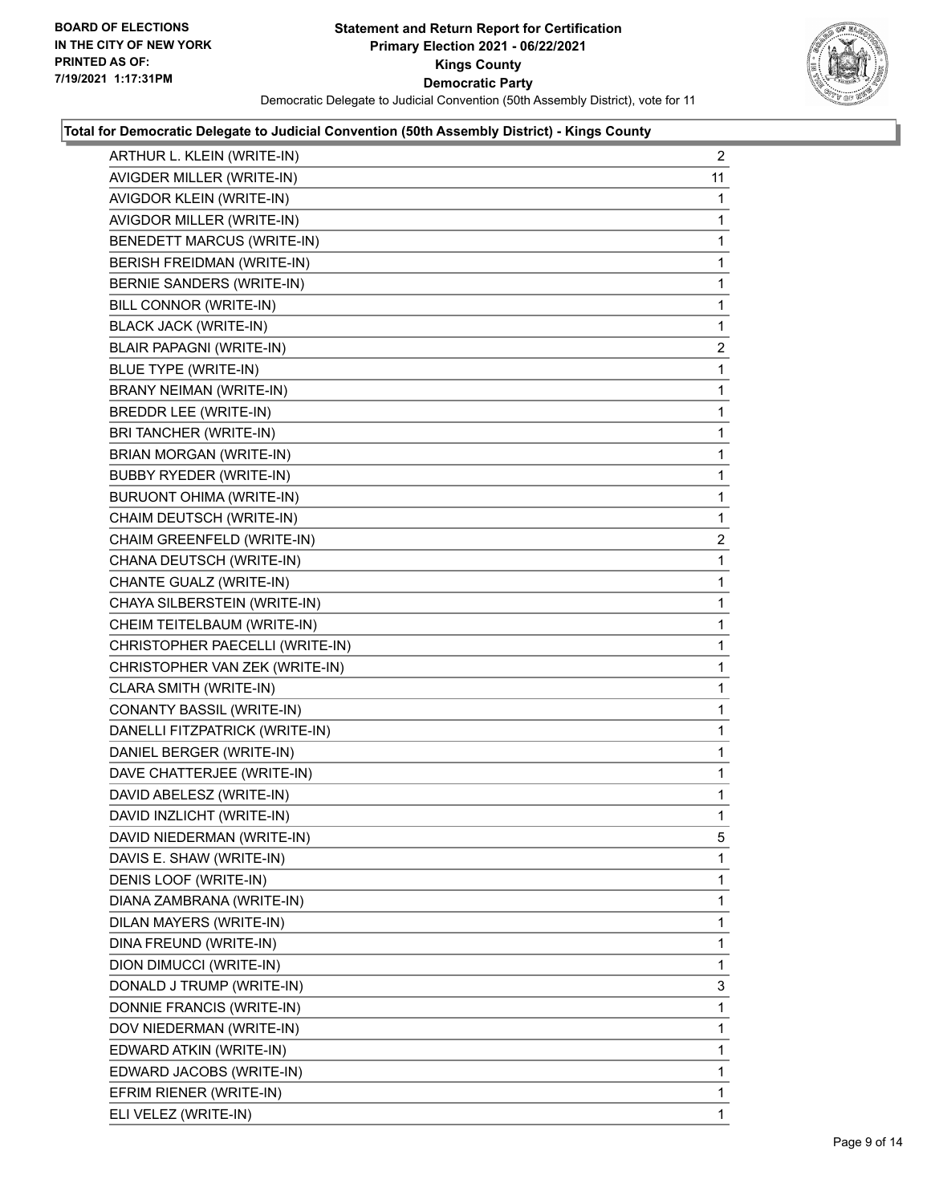**Statement and Return Report for Certification**
**Primary Election 2021 - 06/22/2021**
**Kings County**
**Democratic Party**
Democratic Delegate to Judicial Convention (50th Assembly District), vote for 11

BOARD OF ELECTIONS IN THE CITY OF NEW YORK PRINTED AS OF: 7/19/2021 1:17:31PM

**Total for Democratic Delegate to Judicial Convention (50th Assembly District) - Kings County**

| | |
|---|---|
| ARTHUR L. KLEIN (WRITE-IN) | 2 |
| AVIGDER MILLER (WRITE-IN) | 11 |
| AVIGDOR KLEIN (WRITE-IN) | 1 |
| AVIGDOR MILLER (WRITE-IN) | 1 |
| BENEDETT MARCUS (WRITE-IN) | 1 |
| BERISH FREIDMAN (WRITE-IN) | 1 |
| BERNIE SANDERS (WRITE-IN) | 1 |
| BILL CONNOR (WRITE-IN) | 1 |
| BLACK JACK (WRITE-IN) | 1 |
| BLAIR PAPAGNI (WRITE-IN) | 2 |
| BLUE TYPE (WRITE-IN) | 1 |
| BRANY NEIMAN (WRITE-IN) | 1 |
| BREDDR LEE (WRITE-IN) | 1 |
| BRI TANCHER (WRITE-IN) | 1 |
| BRIAN MORGAN (WRITE-IN) | 1 |
| BUBBY RYEDER (WRITE-IN) | 1 |
| BURUONT OHIMA (WRITE-IN) | 1 |
| CHAIM DEUTSCH (WRITE-IN) | 1 |
| CHAIM GREENFELD (WRITE-IN) | 2 |
| CHANA DEUTSCH (WRITE-IN) | 1 |
| CHANTE GUALZ (WRITE-IN) | 1 |
| CHAYA SILBERSTEIN (WRITE-IN) | 1 |
| CHEIM TEITELBAUM (WRITE-IN) | 1 |
| CHRISTOPHER PAECELLI (WRITE-IN) | 1 |
| CHRISTOPHER VAN ZEK (WRITE-IN) | 1 |
| CLARA SMITH (WRITE-IN) | 1 |
| CONANTY BASSIL (WRITE-IN) | 1 |
| DANELLI FITZPATRICK (WRITE-IN) | 1 |
| DANIEL BERGER (WRITE-IN) | 1 |
| DAVE CHATTERJEE (WRITE-IN) | 1 |
| DAVID ABELESZ (WRITE-IN) | 1 |
| DAVID INZLICHT (WRITE-IN) | 1 |
| DAVID NIEDERMAN (WRITE-IN) | 5 |
| DAVIS E. SHAW (WRITE-IN) | 1 |
| DENIS LOOF (WRITE-IN) | 1 |
| DIANA ZAMBRANA (WRITE-IN) | 1 |
| DILAN MAYERS (WRITE-IN) | 1 |
| DINA FREUND (WRITE-IN) | 1 |
| DION DIMUCCI (WRITE-IN) | 1 |
| DONALD J TRUMP (WRITE-IN) | 3 |
| DONNIE FRANCIS (WRITE-IN) | 1 |
| DOV NIEDERMAN (WRITE-IN) | 1 |
| EDWARD ATKIN (WRITE-IN) | 1 |
| EDWARD JACOBS (WRITE-IN) | 1 |
| EFRIM RIENER (WRITE-IN) | 1 |
| ELI VELEZ (WRITE-IN) | 1 |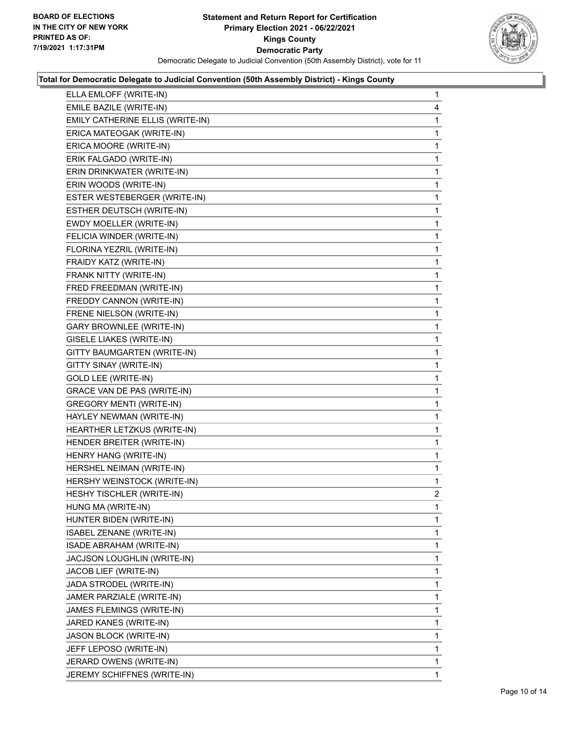**Statement and Return Report for Certification**
**Primary Election 2021 - 06/22/2021**
**Kings County**
**Democratic Party**
Democratic Delegate to Judicial Convention (50th Assembly District), vote for 11

BOARD OF ELECTIONS
IN THE CITY OF NEW YORK
PRINTED AS OF:
7/19/2021 1:17:31PM

### Total for Democratic Delegate to Judicial Convention (50th Assembly District) - Kings County

| Candidate | Votes |
|---|---|
| ELLA EMLOFF (WRITE-IN) | 1 |
| EMILE BAZILE (WRITE-IN) | 4 |
| EMILY CATHERINE ELLIS (WRITE-IN) | 1 |
| ERICA MATEOGAK (WRITE-IN) | 1 |
| ERICA MOORE (WRITE-IN) | 1 |
| ERIK FALGADO (WRITE-IN) | 1 |
| ERIN DRINKWATER (WRITE-IN) | 1 |
| ERIN WOODS (WRITE-IN) | 1 |
| ESTER WESTEBERGER (WRITE-IN) | 1 |
| ESTHER DEUTSCH (WRITE-IN) | 1 |
| EWDY MOELLER (WRITE-IN) | 1 |
| FELICIA WINDER (WRITE-IN) | 1 |
| FLORINA YEZRIL (WRITE-IN) | 1 |
| FRAIDY KATZ (WRITE-IN) | 1 |
| FRANK NITTY (WRITE-IN) | 1 |
| FRED FREEDMAN (WRITE-IN) | 1 |
| FREDDY CANNON (WRITE-IN) | 1 |
| FRENE NIELSON (WRITE-IN) | 1 |
| GARY BROWNLEE (WRITE-IN) | 1 |
| GISELE LIAKES (WRITE-IN) | 1 |
| GITTY BAUMGARTEN (WRITE-IN) | 1 |
| GITTY SINAY (WRITE-IN) | 1 |
| GOLD LEE (WRITE-IN) | 1 |
| GRACE VAN DE PAS (WRITE-IN) | 1 |
| GREGORY MENTI (WRITE-IN) | 1 |
| HAYLEY NEWMAN (WRITE-IN) | 1 |
| HEARTHER LETZKUS (WRITE-IN) | 1 |
| HENDER BREITER (WRITE-IN) | 1 |
| HENRY HANG (WRITE-IN) | 1 |
| HERSHEL NEIMAN (WRITE-IN) | 1 |
| HERSHY WEINSTOCK (WRITE-IN) | 1 |
| HESHY TISCHLER (WRITE-IN) | 2 |
| HUNG MA (WRITE-IN) | 1 |
| HUNTER BIDEN (WRITE-IN) | 1 |
| ISABEL ZENANE (WRITE-IN) | 1 |
| ISADE ABRAHAM (WRITE-IN) | 1 |
| JACJSON LOUGHLIN (WRITE-IN) | 1 |
| JACOB LIEF (WRITE-IN) | 1 |
| JADA STRODEL (WRITE-IN) | 1 |
| JAMER PARZIALE (WRITE-IN) | 1 |
| JAMES FLEMINGS (WRITE-IN) | 1 |
| JARED KANES (WRITE-IN) | 1 |
| JASON BLOCK (WRITE-IN) | 1 |
| JEFF LEPOSO (WRITE-IN) | 1 |
| JERARD OWENS (WRITE-IN) | 1 |
| JEREMY SCHIFFNES (WRITE-IN) | 1 |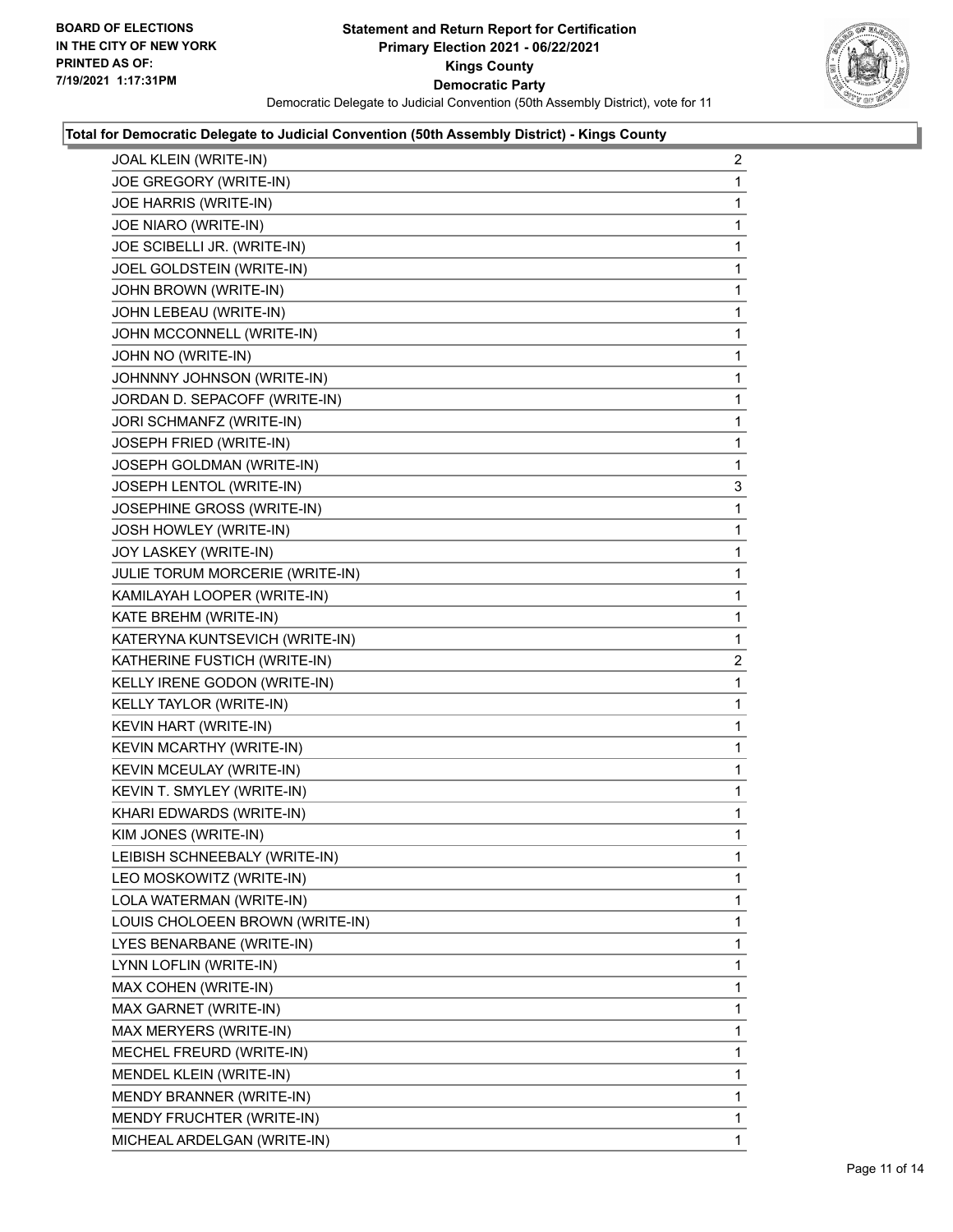BOARD OF ELECTIONS
IN THE CITY OF NEW YORK
PRINTED AS OF:
7/19/2021 1:17:31PM

**Statement and Return Report for Certification**
**Primary Election 2021 - 06/22/2021**
**Kings County**
**Democratic Party**
Democratic Delegate to Judicial Convention (50th Assembly District), vote for 11

**Total for Democratic Delegate to Judicial Convention (50th Assembly District) - Kings County**

| | |
|---|---|
| JOAL KLEIN (WRITE-IN) | 2 |
| JOE GREGORY (WRITE-IN) | 1 |
| JOE HARRIS (WRITE-IN) | 1 |
| JOE NIARO (WRITE-IN) | 1 |
| JOE SCIBELLI JR. (WRITE-IN) | 1 |
| JOEL GOLDSTEIN (WRITE-IN) | 1 |
| JOHN BROWN (WRITE-IN) | 1 |
| JOHN LEBEAU (WRITE-IN) | 1 |
| JOHN MCCONNELL (WRITE-IN) | 1 |
| JOHN NO (WRITE-IN) | 1 |
| JOHNNNY JOHNSON (WRITE-IN) | 1 |
| JORDAN D. SEPACOFF (WRITE-IN) | 1 |
| JORI SCHMANFZ (WRITE-IN) | 1 |
| JOSEPH FRIED (WRITE-IN) | 1 |
| JOSEPH GOLDMAN (WRITE-IN) | 1 |
| JOSEPH LENTOL (WRITE-IN) | 3 |
| JOSEPHINE GROSS (WRITE-IN) | 1 |
| JOSH HOWLEY (WRITE-IN) | 1 |
| JOY LASKEY (WRITE-IN) | 1 |
| JULIE TORUM MORCERIE (WRITE-IN) | 1 |
| KAMILAYAH LOOPER (WRITE-IN) | 1 |
| KATE BREHM (WRITE-IN) | 1 |
| KATERYNA KUNTSEVICH (WRITE-IN) | 1 |
| KATHERINE FUSTICH (WRITE-IN) | 2 |
| KELLY IRENE GODON (WRITE-IN) | 1 |
| KELLY TAYLOR (WRITE-IN) | 1 |
| KEVIN HART (WRITE-IN) | 1 |
| KEVIN MCARTHY (WRITE-IN) | 1 |
| KEVIN MCEULAY (WRITE-IN) | 1 |
| KEVIN T. SMYLEY (WRITE-IN) | 1 |
| KHARI EDWARDS (WRITE-IN) | 1 |
| KIM JONES (WRITE-IN) | 1 |
| LEIBISH SCHNEEBALY (WRITE-IN) | 1 |
| LEO MOSKOWITZ (WRITE-IN) | 1 |
| LOLA WATERMAN (WRITE-IN) | 1 |
| LOUIS CHOLOEEN BROWN (WRITE-IN) | 1 |
| LYES BENARBANE (WRITE-IN) | 1 |
| LYNN LOFLIN (WRITE-IN) | 1 |
| MAX COHEN (WRITE-IN) | 1 |
| MAX GARNET (WRITE-IN) | 1 |
| MAX MERYERS (WRITE-IN) | 1 |
| MECHEL FREURD (WRITE-IN) | 1 |
| MENDEL KLEIN (WRITE-IN) | 1 |
| MENDY BRANNER (WRITE-IN) | 1 |
| MENDY FRUCHTER (WRITE-IN) | 1 |
| MICHEAL ARDELGAN (WRITE-IN) | 1 |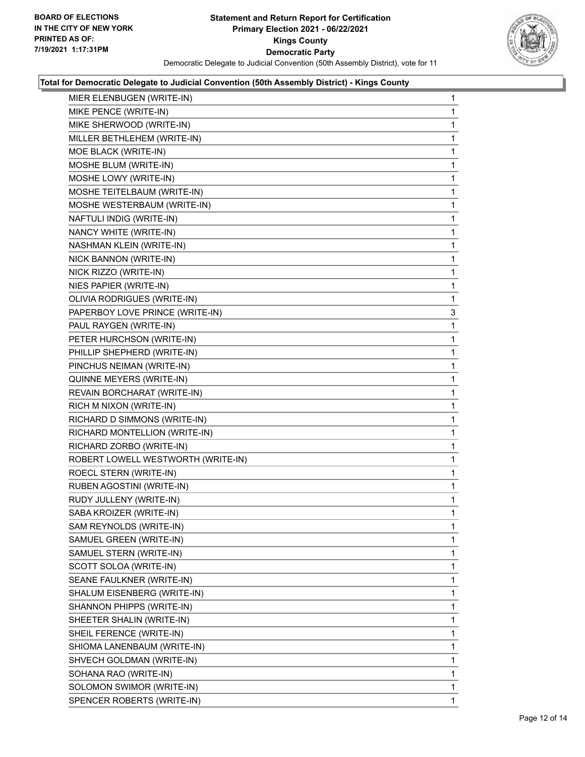**BOARD OF ELECTIONS IN THE CITY OF NEW YORK PRINTED AS OF: 7/19/2021 1:17:31PM**

**Statement and Return Report for Certification Primary Election 2021 - 06/22/2021 Kings County Democratic Party**

Democratic Delegate to Judicial Convention (50th Assembly District), vote for 11

**Total for Democratic Delegate to Judicial Convention (50th Assembly District) - Kings County**

| Candidate | Votes |
|---|---|
| MIER ELENBUGEN (WRITE-IN) | 1 |
| MIKE PENCE (WRITE-IN) | 1 |
| MIKE SHERWOOD (WRITE-IN) | 1 |
| MILLER BETHLEHEM (WRITE-IN) | 1 |
| MOE BLACK (WRITE-IN) | 1 |
| MOSHE BLUM (WRITE-IN) | 1 |
| MOSHE LOWY (WRITE-IN) | 1 |
| MOSHE TEITELBAUM (WRITE-IN) | 1 |
| MOSHE WESTERBAUM (WRITE-IN) | 1 |
| NAFTULI INDIG (WRITE-IN) | 1 |
| NANCY WHITE (WRITE-IN) | 1 |
| NASHMAN KLEIN (WRITE-IN) | 1 |
| NICK BANNON (WRITE-IN) | 1 |
| NICK RIZZO (WRITE-IN) | 1 |
| NIES PAPIER (WRITE-IN) | 1 |
| OLIVIA RODRIGUES (WRITE-IN) | 1 |
| PAPERBOY LOVE PRINCE (WRITE-IN) | 3 |
| PAUL RAYGEN (WRITE-IN) | 1 |
| PETER HURCHSON (WRITE-IN) | 1 |
| PHILLIP SHEPHERD (WRITE-IN) | 1 |
| PINCHUS NEIMAN (WRITE-IN) | 1 |
| QUINNE MEYERS (WRITE-IN) | 1 |
| REVAIN BORCHARAT (WRITE-IN) | 1 |
| RICH M NIXON (WRITE-IN) | 1 |
| RICHARD D SIMMONS (WRITE-IN) | 1 |
| RICHARD MONTELLION (WRITE-IN) | 1 |
| RICHARD ZORBO (WRITE-IN) | 1 |
| ROBERT LOWELL WESTWORTH (WRITE-IN) | 1 |
| ROECL STERN (WRITE-IN) | 1 |
| RUBEN AGOSTINI (WRITE-IN) | 1 |
| RUDY JULLENY (WRITE-IN) | 1 |
| SABA KROIZER (WRITE-IN) | 1 |
| SAM REYNOLDS (WRITE-IN) | 1 |
| SAMUEL GREEN (WRITE-IN) | 1 |
| SAMUEL STERN (WRITE-IN) | 1 |
| SCOTT SOLOA (WRITE-IN) | 1 |
| SEANE FAULKNER (WRITE-IN) | 1 |
| SHALUM EISENBERG (WRITE-IN) | 1 |
| SHANNON PHIPPS (WRITE-IN) | 1 |
| SHEETER SHALIN (WRITE-IN) | 1 |
| SHEIL FERENCE (WRITE-IN) | 1 |
| SHIOMA LANENBAUM (WRITE-IN) | 1 |
| SHVECH GOLDMAN (WRITE-IN) | 1 |
| SOHANA RAO (WRITE-IN) | 1 |
| SOLOMON SWIMOR (WRITE-IN) | 1 |
| SPENCER ROBERTS (WRITE-IN) | 1 |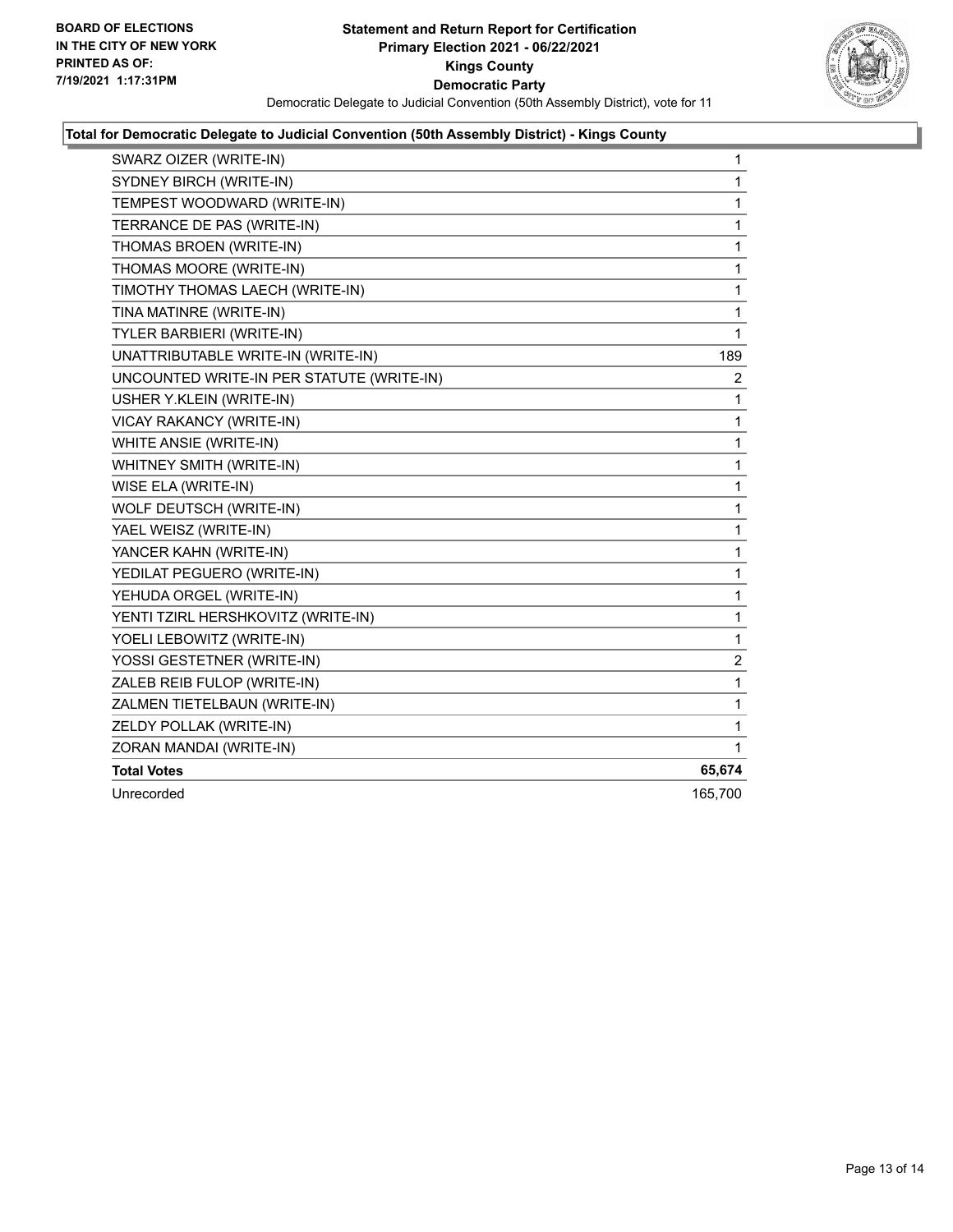**BOARD OF ELECTIONS IN THE CITY OF NEW YORK PRINTED AS OF: 7/19/2021 1:17:31PM**

**Statement and Return Report for Certification Primary Election 2021 - 06/22/2021 Kings County Democratic Party**

Democratic Delegate to Judicial Convention (50th Assembly District), vote for 11

### Total for Democratic Delegate to Judicial Convention (50th Assembly District) - Kings County

| Candidate | Votes |
|---|---|
| SWARZ OIZER (WRITE-IN) | 1 |
| SYDNEY BIRCH (WRITE-IN) | 1 |
| TEMPEST WOODWARD (WRITE-IN) | 1 |
| TERRANCE DE PAS (WRITE-IN) | 1 |
| THOMAS BROEN (WRITE-IN) | 1 |
| THOMAS MOORE (WRITE-IN) | 1 |
| TIMOTHY THOMAS LAECH (WRITE-IN) | 1 |
| TINA MATINRE (WRITE-IN) | 1 |
| TYLER BARBIERI (WRITE-IN) | 1 |
| UNATTRIBUTABLE WRITE-IN (WRITE-IN) | 189 |
| UNCOUNTED WRITE-IN PER STATUTE (WRITE-IN) | 2 |
| USHER Y.KLEIN (WRITE-IN) | 1 |
| VICAY RAKANCY (WRITE-IN) | 1 |
| WHITE ANSIE (WRITE-IN) | 1 |
| WHITNEY SMITH (WRITE-IN) | 1 |
| WISE ELA (WRITE-IN) | 1 |
| WOLF DEUTSCH (WRITE-IN) | 1 |
| YAEL WEISZ (WRITE-IN) | 1 |
| YANCER KAHN (WRITE-IN) | 1 |
| YEDILAT PEGUERO (WRITE-IN) | 1 |
| YEHUDA ORGEL (WRITE-IN) | 1 |
| YENTI TZIRL HERSHKOVITZ (WRITE-IN) | 1 |
| YOELI LEBOWITZ (WRITE-IN) | 1 |
| YOSSI GESTETNER (WRITE-IN) | 2 |
| ZALEB REIB FULOP (WRITE-IN) | 1 |
| ZALMEN TIETELBAUN (WRITE-IN) | 1 |
| ZELDY POLLAK (WRITE-IN) | 1 |
| ZORAN MANDAI (WRITE-IN) | 1 |
| **Total Votes** | **65,674** |
| Unrecorded | 165,700 |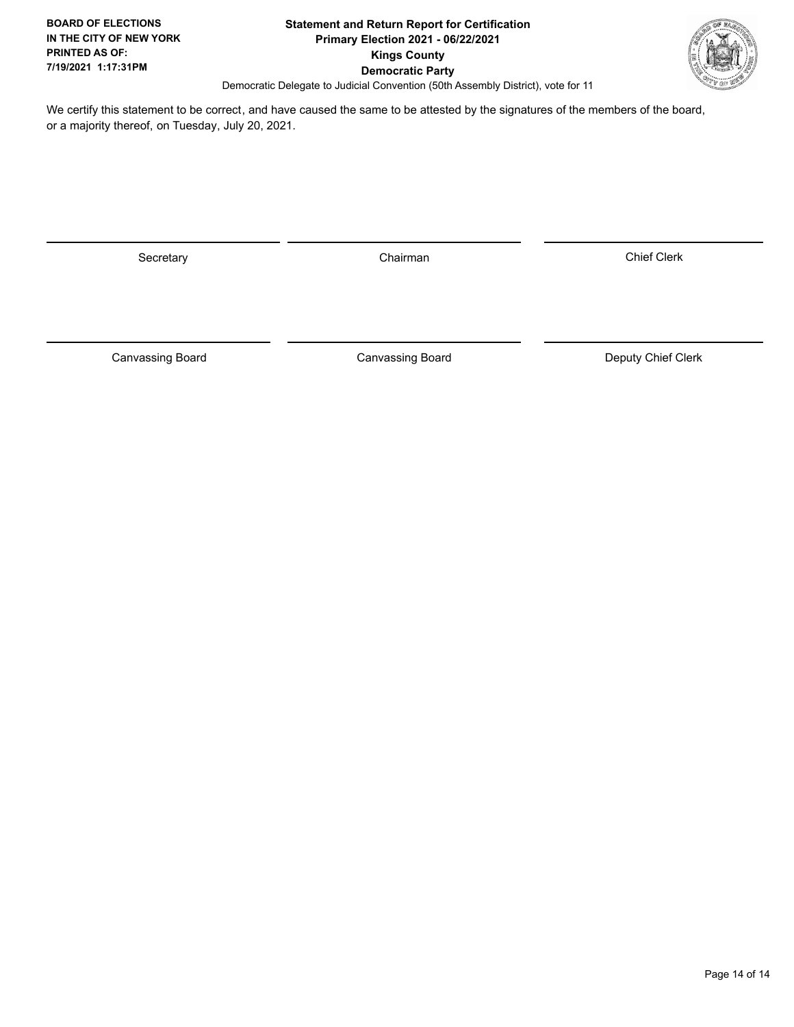We certify this statement to be correct, and have caused the same to be attested by the signatures of the members of the board, or a majority thereof, on Tuesday, July 20, 2021.

| | | |
|---|---|---|
| Secretary | Chairman | Chief Clerk |
| Canvassing Board | Canvassing Board | Deputy Chief Clerk |